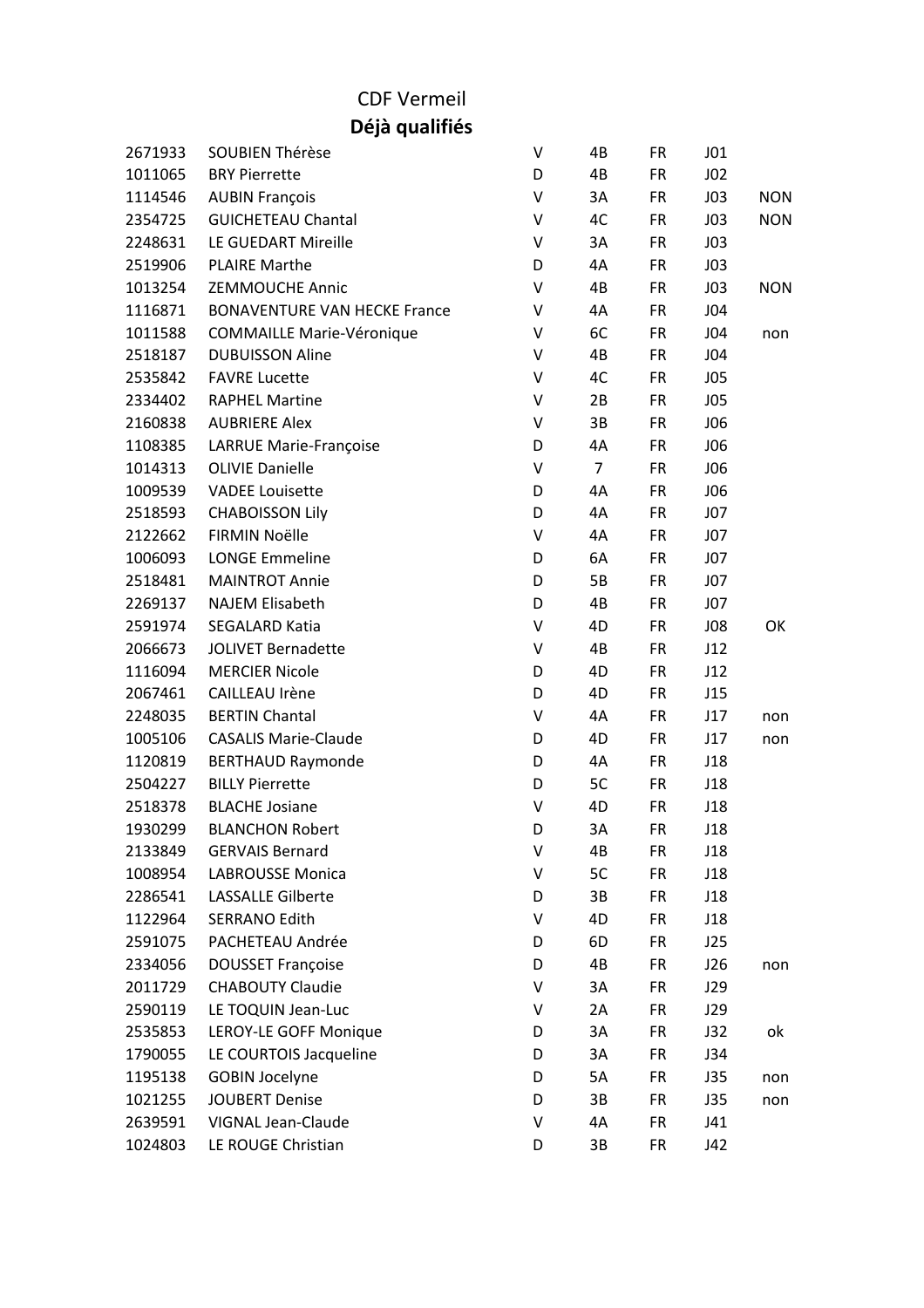# CDF Vermeil

## Déjà qualifiés

| | | | | | | |
|---|---|---|---|---|---|---|
| 2671933 | SOUBIEN Thérèse | V | 4B | FR | J01 | |
| 1011065 | BRY Pierrette | D | 4B | FR | J02 | |
| 1114546 | AUBIN François | V | 3A | FR | J03 | NON |
| 2354725 | GUICHETEAU Chantal | V | 4C | FR | J03 | NON |
| 2248631 | LE GUEDART Mireille | V | 3A | FR | J03 | |
| 2519906 | PLAIRE Marthe | D | 4A | FR | J03 | |
| 1013254 | ZEMMOUCHE Annic | V | 4B | FR | J03 | NON |
| 1116871 | BONAVENTURE VAN HECKE France | V | 4A | FR | J04 | |
| 1011588 | COMMAILLE Marie-Véronique | V | 6C | FR | J04 | non |
| 2518187 | DUBUISSON Aline | V | 4B | FR | J04 | |
| 2535842 | FAVRE Lucette | V | 4C | FR | J05 | |
| 2334402 | RAPHEL Martine | V | 2B | FR | J05 | |
| 2160838 | AUBRIERE Alex | V | 3B | FR | J06 | |
| 1108385 | LARRUE Marie-Françoise | D | 4A | FR | J06 | |
| 1014313 | OLIVIE Danielle | V | 7 | FR | J06 | |
| 1009539 | VADEE Louisette | D | 4A | FR | J06 | |
| 2518593 | CHABOISSON Lily | D | 4A | FR | J07 | |
| 2122662 | FIRMIN Noëlle | V | 4A | FR | J07 | |
| 1006093 | LONGE Emmeline | D | 6A | FR | J07 | |
| 2518481 | MAINTROT Annie | D | 5B | FR | J07 | |
| 2269137 | NAJEM Elisabeth | D | 4B | FR | J07 | |
| 2591974 | SEGALARD Katia | V | 4D | FR | J08 | OK |
| 2066673 | JOLIVET Bernadette | V | 4B | FR | J12 | |
| 1116094 | MERCIER Nicole | D | 4D | FR | J12 | |
| 2067461 | CAILLEAU Irène | D | 4D | FR | J15 | |
| 2248035 | BERTIN Chantal | V | 4A | FR | J17 | non |
| 1005106 | CASALIS Marie-Claude | D | 4D | FR | J17 | non |
| 1120819 | BERTHAUD Raymonde | D | 4A | FR | J18 | |
| 2504227 | BILLY Pierrette | D | 5C | FR | J18 | |
| 2518378 | BLACHE Josiane | V | 4D | FR | J18 | |
| 1930299 | BLANCHON Robert | D | 3A | FR | J18 | |
| 2133849 | GERVAIS Bernard | V | 4B | FR | J18 | |
| 1008954 | LABROUSSE Monica | V | 5C | FR | J18 | |
| 2286541 | LASSALLE Gilberte | D | 3B | FR | J18 | |
| 1122964 | SERRANO Edith | V | 4D | FR | J18 | |
| 2591075 | PACHETEAU Andrée | D | 6D | FR | J25 | |
| 2334056 | DOUSSET Françoise | D | 4B | FR | J26 | non |
| 2011729 | CHABOUTY Claudie | V | 3A | FR | J29 | |
| 2590119 | LE TOQUIN Jean-Luc | V | 2A | FR | J29 | |
| 2535853 | LEROY-LE GOFF Monique | D | 3A | FR | J32 | ok |
| 1790055 | LE COURTOIS Jacqueline | D | 3A | FR | J34 | |
| 1195138 | GOBIN Jocelyne | D | 5A | FR | J35 | non |
| 1021255 | JOUBERT Denise | D | 3B | FR | J35 | non |
| 2639591 | VIGNAL Jean-Claude | V | 4A | FR | J41 | |
| 1024803 | LE ROUGE Christian | D | 3B | FR | J42 | |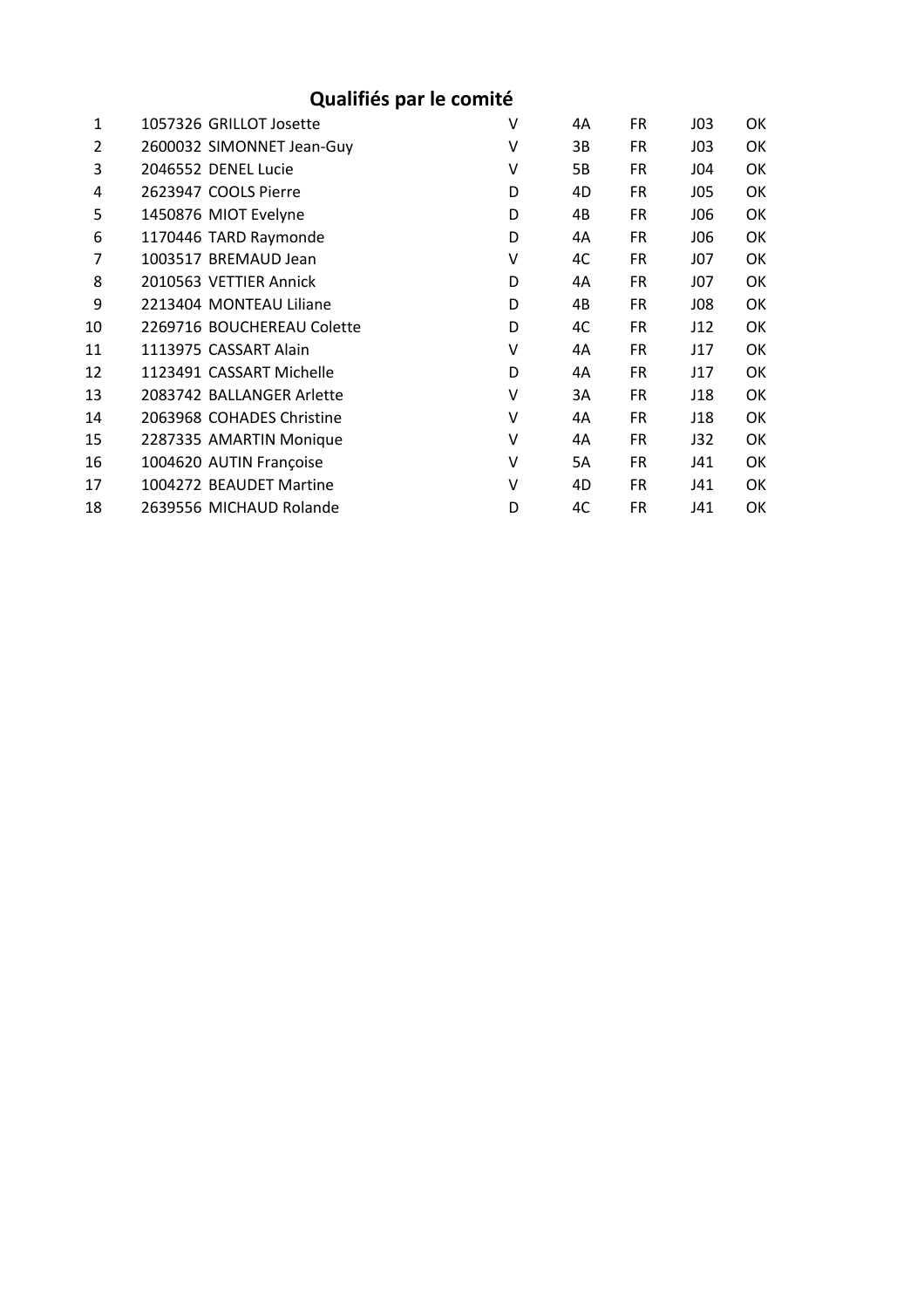## Qualifiés par le comité

| | | | | | | | |
|---|---|---|---|---|---|---|---|
| 1 | 1057326 | GRILLOT Josette | V | 4A | FR | J03 | OK |
| 2 | 2600032 | SIMONNET Jean-Guy | V | 3B | FR | J03 | OK |
| 3 | 2046552 | DENEL Lucie | V | 5B | FR | J04 | OK |
| 4 | 2623947 | COOLS Pierre | D | 4D | FR | J05 | OK |
| 5 | 1450876 | MIOT Evelyne | D | 4B | FR | J06 | OK |
| 6 | 1170446 | TARD Raymonde | D | 4A | FR | J06 | OK |
| 7 | 1003517 | BREMAUD Jean | V | 4C | FR | J07 | OK |
| 8 | 2010563 | VETTIER Annick | D | 4A | FR | J07 | OK |
| 9 | 2213404 | MONTEAU Liliane | D | 4B | FR | J08 | OK |
| 10 | 2269716 | BOUCHEREAU Colette | D | 4C | FR | J12 | OK |
| 11 | 1113975 | CASSART Alain | V | 4A | FR | J17 | OK |
| 12 | 1123491 | CASSART Michelle | D | 4A | FR | J17 | OK |
| 13 | 2083742 | BALLANGER Arlette | V | 3A | FR | J18 | OK |
| 14 | 2063968 | COHADES Christine | V | 4A | FR | J18 | OK |
| 15 | 2287335 | AMARTIN Monique | V | 4A | FR | J32 | OK |
| 16 | 1004620 | AUTIN Françoise | V | 5A | FR | J41 | OK |
| 17 | 1004272 | BEAUDET Martine | V | 4D | FR | J41 | OK |
| 18 | 2639556 | MICHAUD Rolande | D | 4C | FR | J41 | OK |